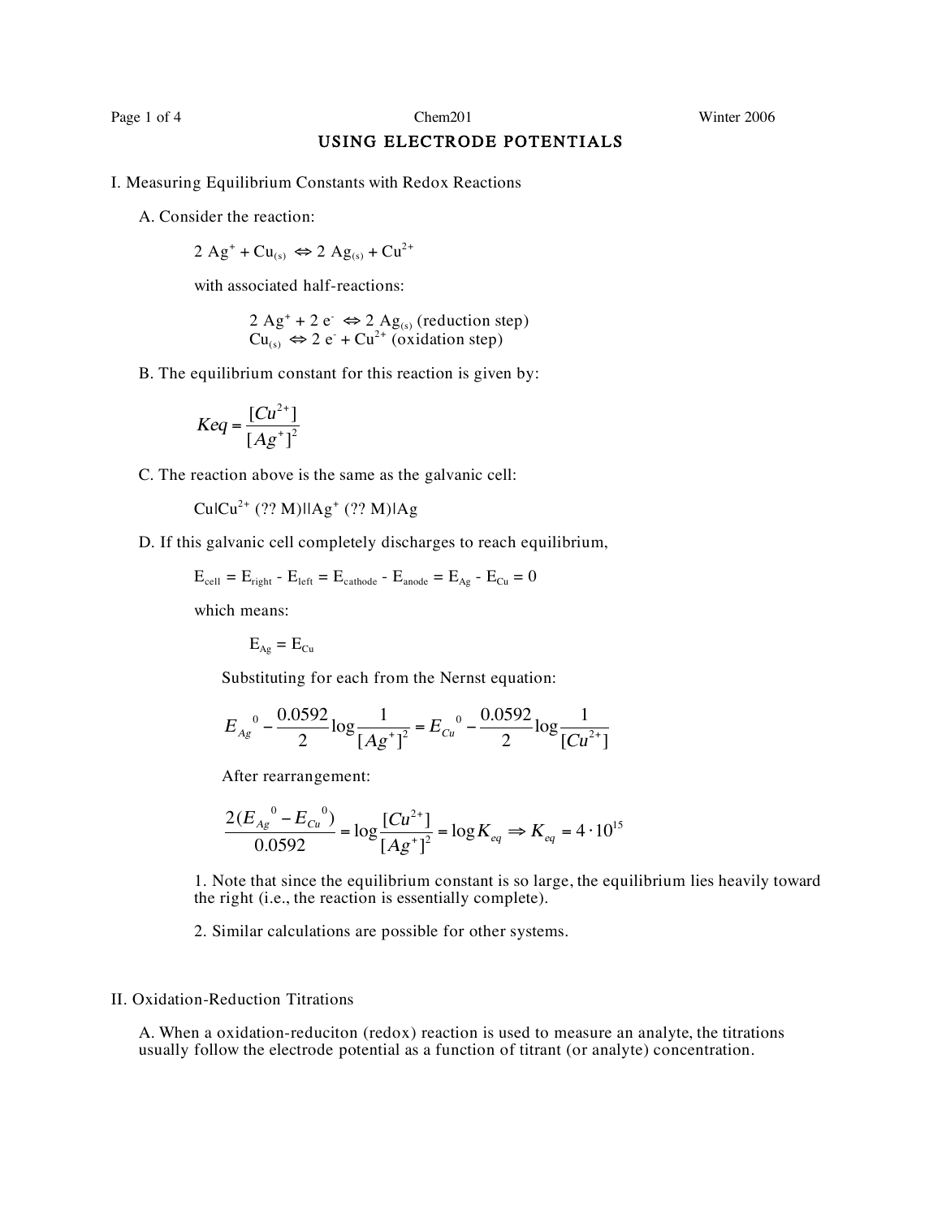# USING ELECTRODE POTENTIALS

## I. Measuring Equilibrium Constants with Redox Reactions

A. Consider the reaction:

$$2\ Ag^+ + Cu_{(s)} \Leftrightarrow 2\ Ag_{(s)} + Cu^{2+}$$

with associated half-reactions:

$$2\ Ag^+ + 2\ e^- \Leftrightarrow 2\ Ag_{(s)} \text{ (reduction step)}$$
$$Cu_{(s)} \Leftrightarrow 2\ e^- + Cu^{2+} \text{ (oxidation step)}$$

B. The equilibrium constant for this reaction is given by:

$$Keq = \frac{[Cu^{2+}]}{[Ag^+]^2}$$

C. The reaction above is the same as the galvanic cell:

$Cu|Cu^{2+}$ (?? M)||$Ag^+$ (?? M)|Ag

D. If this galvanic cell completely discharges to reach equilibrium,

$$E_{cell} = E_{right} - E_{left} = E_{cathode} - E_{anode} = E_{Ag} - E_{Cu} = 0$$

which means:

$$E_{Ag} = E_{Cu}$$

Substituting for each from the Nernst equation:

$$E_{Ag}{}^0 - \frac{0.0592}{2}\log\frac{1}{[Ag^+]^2} = E_{Cu}{}^0 - \frac{0.0592}{2}\log\frac{1}{[Cu^{2+}]}$$

After rearrangement:

$$\frac{2(E_{Ag}{}^0 - E_{Cu}{}^0)}{0.0592} = \log\frac{[Cu^{2+}]}{[Ag^+]^2} = \log K_{eq} \Rightarrow K_{eq} = 4 \cdot 10^{15}$$

1. Note that since the equilibrium constant is so large, the equilibrium lies heavily toward the right (i.e., the reaction is essentially complete).

2. Similar calculations are possible for other systems.

## II. Oxidation-Reduction Titrations

A. When a oxidation-reduciton (redox) reaction is used to measure an analyte, the titrations usually follow the electrode potential as a function of titrant (or analyte) concentration.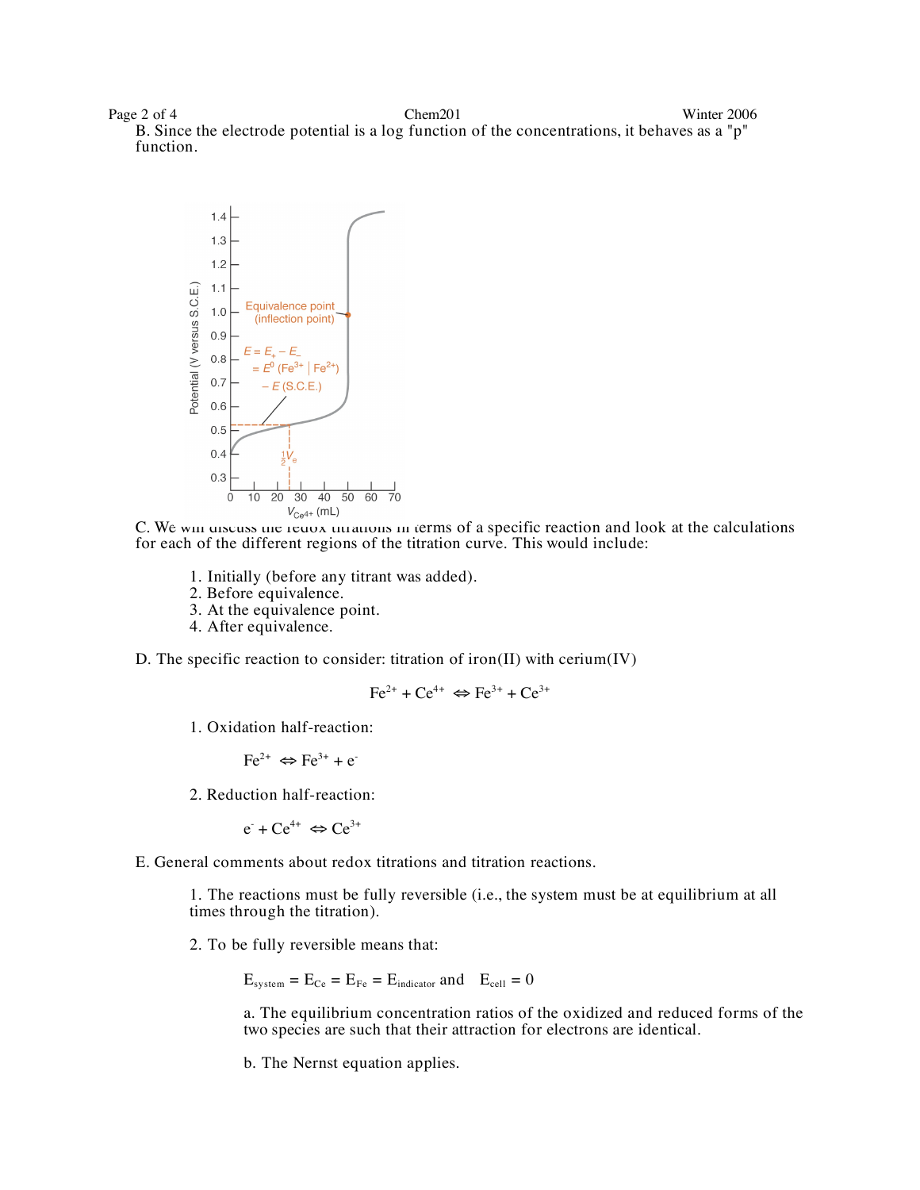B. Since the electrode potential is a log function of the concentrations, it behaves as a "p" function.

C. We will discuss the redox titrations in terms of a specific reaction and look at the calculations for each of the different regions of the titration curve. This would include:

1. Initially (before any titrant was added).
2. Before equivalence.
3. At the equivalence point.
4. After equivalence.

D. The specific reaction to consider: titration of iron(II) with cerium(IV)

$$Fe^{2+} + Ce^{4+} \Leftrightarrow Fe^{3+} + Ce^{3+}$$

1. Oxidation half-reaction:

$$Fe^{2+} \Leftrightarrow Fe^{3+} + e^{-}$$

2. Reduction half-reaction:

$$e^{-} + Ce^{4+} \Leftrightarrow Ce^{3+}$$

E. General comments about redox titrations and titration reactions.

1. The reactions must be fully reversible (i.e., the system must be at equilibrium at all times through the titration).

2. To be fully reversible means that:

$$E_{system} = E_{Ce} = E_{Fe} = E_{indicator} \text{ and } \quad E_{cell} = 0$$

a. The equilibrium concentration ratios of the oxidized and reduced forms of the two species are such that their attraction for electrons are identical.

b. The Nernst equation applies.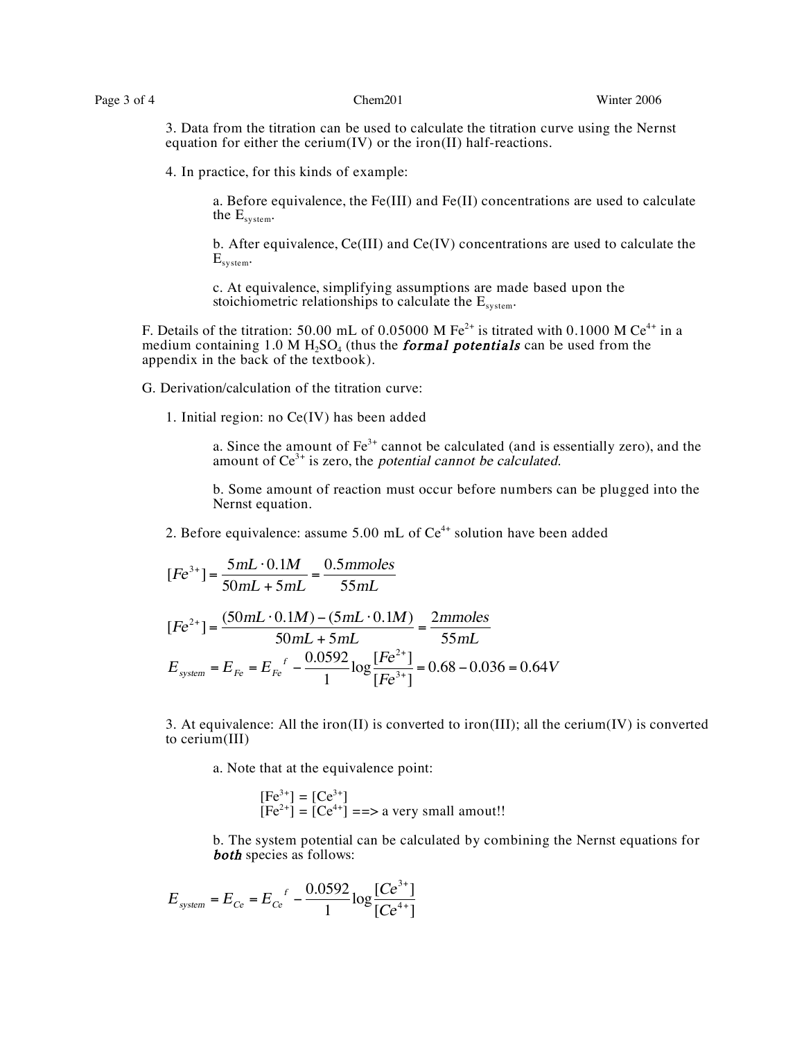3. Data from the titration can be used to calculate the titration curve using the Nernst equation for either the cerium(IV) or the iron(II) half-reactions.

4. In practice, for this kinds of example:

a. Before equivalence, the Fe(III) and Fe(II) concentrations are used to calculate the $E_{system}$.

b. After equivalence, Ce(III) and Ce(IV) concentrations are used to calculate the $E_{system}$.

c. At equivalence, simplifying assumptions are made based upon the stoichiometric relationships to calculate the $E_{system}$.

F. Details of the titration: 50.00 mL of 0.05000 M $Fe^{2+}$ is titrated with 0.1000 M $Ce^{4+}$ in a medium containing 1.0 M $H_2SO_4$ (thus the ***formal potentials*** can be used from the appendix in the back of the textbook).

G. Derivation/calculation of the titration curve:

1. Initial region: no Ce(IV) has been added

a. Since the amount of $Fe^{3+}$ cannot be calculated (and is essentially zero), and the amount of $Ce^{3+}$ is zero, the *potential cannot be calculated.*

b. Some amount of reaction must occur before numbers can be plugged into the Nernst equation.

2. Before equivalence: assume 5.00 mL of $Ce^{4+}$ solution have been added

$$[Fe^{3+}] = \frac{5mL \cdot 0.1M}{50mL + 5mL} = \frac{0.5mmoles}{55mL}$$

$$[Fe^{2+}] = \frac{(50mL \cdot 0.1M) - (5mL \cdot 0.1M)}{50mL + 5mL} = \frac{2mmoles}{55mL}$$

$$E_{system} = E_{Fe} = E_{Fe}{}^{f} - \frac{0.0592}{1}\log\frac{[Fe^{2+}]}{[Fe^{3+}]} = 0.68 - 0.036 = 0.64V$$

3. At equivalence: All the iron(II) is converted to iron(III); all the cerium(IV) is converted to cerium(III)

a. Note that at the equivalence point:

$[Fe^{3+}] = [Ce^{3+}]$
$[Fe^{2+}] = [Ce^{4+}]$ ==> a very small amout!!

b. The system potential can be calculated by combining the Nernst equations for ***both*** species as follows:

$$E_{system} = E_{Ce} = E_{Ce}{}^{f} - \frac{0.0592}{1}\log\frac{[Ce^{3+}]}{[Ce^{4+}]}$$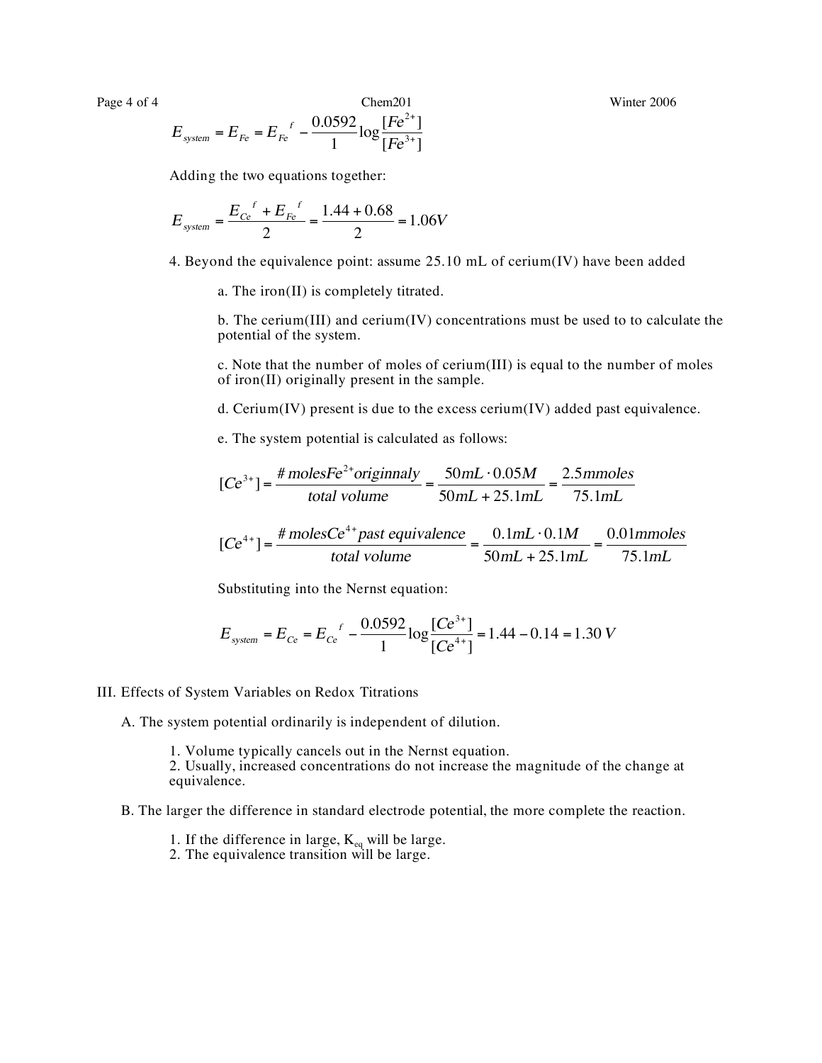$$E_{system} = E_{Fe} = E_{Fe}^{\ f} - \frac{0.0592}{1}\log\frac{[Fe^{2+}]}{[Fe^{3+}]}$$

Adding the two equations together:

$$E_{system} = \frac{E_{Ce}^{\ f} + E_{Fe}^{\ f}}{2} = \frac{1.44 + 0.68}{2} = 1.06V$$

4. Beyond the equivalence point: assume 25.10 mL of cerium(IV) have been added

   a. The iron(II) is completely titrated.

   b. The cerium(III) and cerium(IV) concentrations must be used to to calculate the potential of the system.

   c. Note that the number of moles of cerium(III) is equal to the number of moles of iron(II) originally present in the sample.

   d. Cerium(IV) present is due to the excess cerium(IV) added past equivalence.

   e. The system potential is calculated as follows:

$$[Ce^{3+}] = \frac{\#\ moles Fe^{2+} originnaly}{total\ volume} = \frac{50mL \cdot 0.05M}{50mL + 25.1mL} = \frac{2.5mmoles}{75.1mL}$$

$$[Ce^{4+}] = \frac{\#\ moles Ce^{4+} past\ equivalence}{total\ volume} = \frac{0.1mL \cdot 0.1M}{50mL + 25.1mL} = \frac{0.01mmoles}{75.1mL}$$

Substituting into the Nernst equation:

$$E_{system} = E_{Ce} = E_{Ce}^{\ f} - \frac{0.0592}{1}\log\frac{[Ce^{3+}]}{[Ce^{4+}]} = 1.44 - 0.14 = 1.30\ V$$

III. Effects of System Variables on Redox Titrations

A. The system potential ordinarily is independent of dilution.

1. Volume typically cancels out in the Nernst equation.
2. Usually, increased concentrations do not increase the magnitude of the change at equivalence.

B. The larger the difference in standard electrode potential, the more complete the reaction.

1. If the difference in large, $K_{eq}$ will be large.
2. The equivalence transition will be large.